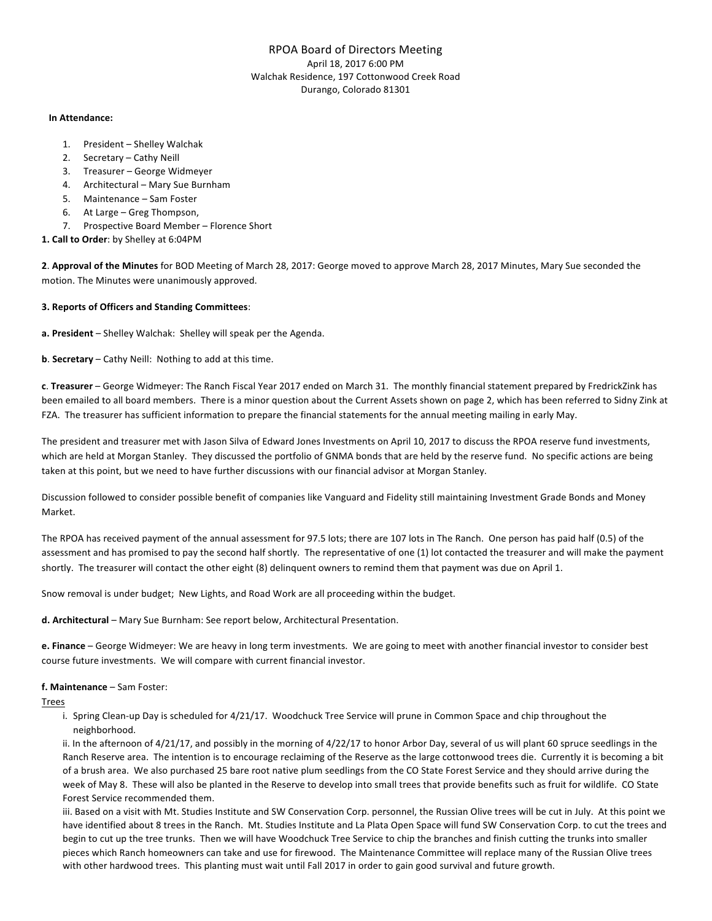# RPOA Board of Directors Meeting

April 18, 2017 6:00 PM
Walchak Residence, 197 Cottonwood Creek Road
Durango, Colorado 81301

**In Attendance:**

1. President – Shelley Walchak
2. Secretary – Cathy Neill
3. Treasurer – George Widmeyer
4. Architectural – Mary Sue Burnham
5. Maintenance – Sam Foster
6. At Large – Greg Thompson,
7. Prospective Board Member – Florence Short

**1. Call to Order**: by Shelley at 6:04PM

**2**. **Approval of the Minutes** for BOD Meeting of March 28, 2017: George moved to approve March 28, 2017 Minutes, Mary Sue seconded the motion. The Minutes were unanimously approved.

**3. Reports of Officers and Standing Committees**:

**a. President** – Shelley Walchak: Shelley will speak per the Agenda.

**b**. **Secretary** – Cathy Neill: Nothing to add at this time.

**c**. **Treasurer** – George Widmeyer: The Ranch Fiscal Year 2017 ended on March 31. The monthly financial statement prepared by FredrickZink has been emailed to all board members. There is a minor question about the Current Assets shown on page 2, which has been referred to Sidny Zink at FZA. The treasurer has sufficient information to prepare the financial statements for the annual meeting mailing in early May.

The president and treasurer met with Jason Silva of Edward Jones Investments on April 10, 2017 to discuss the RPOA reserve fund investments, which are held at Morgan Stanley. They discussed the portfolio of GNMA bonds that are held by the reserve fund. No specific actions are being taken at this point, but we need to have further discussions with our financial advisor at Morgan Stanley.

Discussion followed to consider possible benefit of companies like Vanguard and Fidelity still maintaining Investment Grade Bonds and Money Market.

The RPOA has received payment of the annual assessment for 97.5 lots; there are 107 lots in The Ranch. One person has paid half (0.5) of the assessment and has promised to pay the second half shortly. The representative of one (1) lot contacted the treasurer and will make the payment shortly. The treasurer will contact the other eight (8) delinquent owners to remind them that payment was due on April 1.

Snow removal is under budget; New Lights, and Road Work are all proceeding within the budget.

**d. Architectural** – Mary Sue Burnham: See report below, Architectural Presentation.

**e. Finance** – George Widmeyer: We are heavy in long term investments. We are going to meet with another financial investor to consider best course future investments. We will compare with current financial investor.

**f. Maintenance** – Sam Foster:

Trees

i. Spring Clean-up Day is scheduled for 4/21/17. Woodchuck Tree Service will prune in Common Space and chip throughout the neighborhood.

ii. In the afternoon of 4/21/17, and possibly in the morning of 4/22/17 to honor Arbor Day, several of us will plant 60 spruce seedlings in the Ranch Reserve area. The intention is to encourage reclaiming of the Reserve as the large cottonwood trees die. Currently it is becoming a bit of a brush area. We also purchased 25 bare root native plum seedlings from the CO State Forest Service and they should arrive during the week of May 8. These will also be planted in the Reserve to develop into small trees that provide benefits such as fruit for wildlife. CO State Forest Service recommended them.

iii. Based on a visit with Mt. Studies Institute and SW Conservation Corp. personnel, the Russian Olive trees will be cut in July. At this point we have identified about 8 trees in the Ranch. Mt. Studies Institute and La Plata Open Space will fund SW Conservation Corp. to cut the trees and begin to cut up the tree trunks. Then we will have Woodchuck Tree Service to chip the branches and finish cutting the trunks into smaller pieces which Ranch homeowners can take and use for firewood. The Maintenance Committee will replace many of the Russian Olive trees with other hardwood trees. This planting must wait until Fall 2017 in order to gain good survival and future growth.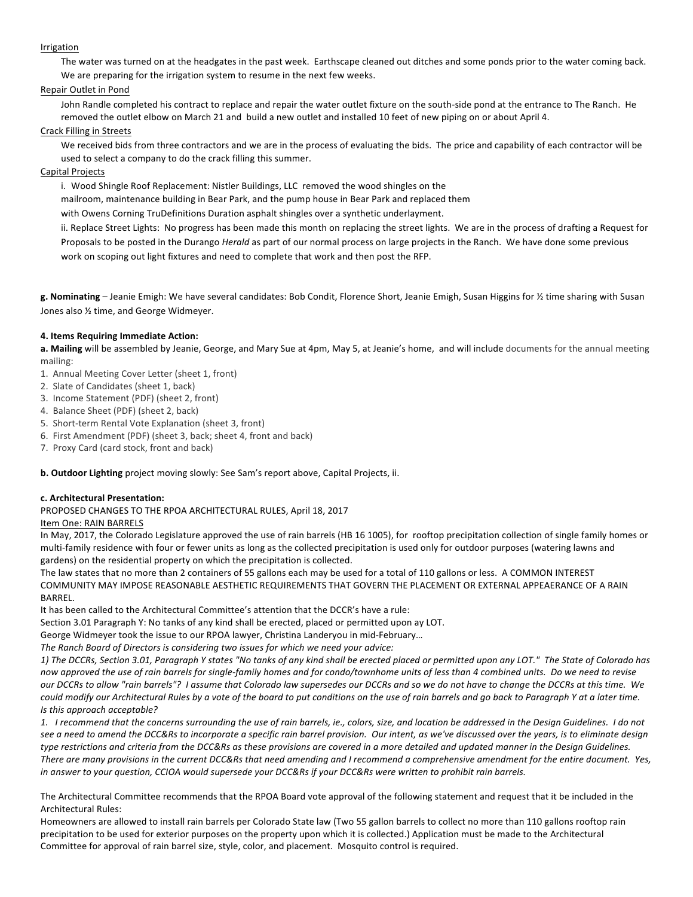Irrigation

The water was turned on at the headgates in the past week. Earthscape cleaned out ditches and some ponds prior to the water coming back. We are preparing for the irrigation system to resume in the next few weeks.

Repair Outlet in Pond

John Randle completed his contract to replace and repair the water outlet fixture on the south-side pond at the entrance to The Ranch. He removed the outlet elbow on March 21 and build a new outlet and installed 10 feet of new piping on or about April 4.

Crack Filling in Streets

We received bids from three contractors and we are in the process of evaluating the bids. The price and capability of each contractor will be used to select a company to do the crack filling this summer.

Capital Projects

i. Wood Shingle Roof Replacement: Nistler Buildings, LLC removed the wood shingles on the mailroom, maintenance building in Bear Park, and the pump house in Bear Park and replaced them with Owens Corning TruDefinitions Duration asphalt shingles over a synthetic underlayment.

ii. Replace Street Lights: No progress has been made this month on replacing the street lights. We are in the process of drafting a Request for Proposals to be posted in the Durango *Herald* as part of our normal process on large projects in the Ranch. We have done some previous work on scoping out light fixtures and need to complete that work and then post the RFP.

**g. Nominating** – Jeanie Emigh: We have several candidates: Bob Condit, Florence Short, Jeanie Emigh, Susan Higgins for ½ time sharing with Susan Jones also ½ time, and George Widmeyer.

**4. Items Requiring Immediate Action:**

**a. Mailing** will be assembled by Jeanie, George, and Mary Sue at 4pm, May 5, at Jeanie's home, and will include documents for the annual meeting mailing:

1. Annual Meeting Cover Letter (sheet 1, front)
2. Slate of Candidates (sheet 1, back)
3. Income Statement (PDF) (sheet 2, front)
4. Balance Sheet (PDF) (sheet 2, back)
5. Short-term Rental Vote Explanation (sheet 3, front)
6. First Amendment (PDF) (sheet 3, back; sheet 4, front and back)
7. Proxy Card (card stock, front and back)

**b. Outdoor Lighting** project moving slowly: See Sam's report above, Capital Projects, ii.

**c. Architectural Presentation:**

PROPOSED CHANGES TO THE RPOA ARCHITECTURAL RULES, April 18, 2017

Item One: RAIN BARRELS

In May, 2017, the Colorado Legislature approved the use of rain barrels (HB 16 1005), for rooftop precipitation collection of single family homes or multi-family residence with four or fewer units as long as the collected precipitation is used only for outdoor purposes (watering lawns and gardens) on the residential property on which the precipitation is collected.

The law states that no more than 2 containers of 55 gallons each may be used for a total of 110 gallons or less. A COMMON INTEREST COMMUNITY MAY IMPOSE REASONABLE AESTHETIC REQUIREMENTS THAT GOVERN THE PLACEMENT OR EXTERNAL APPEAEARANCE OF A RAIN BARREL.

It has been called to the Architectural Committee's attention that the DCCR's have a rule:

Section 3.01 Paragraph Y: No tanks of any kind shall be erected, placed or permitted upon ay LOT.

George Widmeyer took the issue to our RPOA lawyer, Christina Landeryou in mid-February…

*The Ranch Board of Directors is considering two issues for which we need your advice:*

*1) The DCCRs, Section 3.01, Paragraph Y states "No tanks of any kind shall be erected placed or permitted upon any LOT." The State of Colorado has now approved the use of rain barrels for single-family homes and for condo/townhome units of less than 4 combined units. Do we need to revise our DCCRs to allow "rain barrels"? I assume that Colorado law supersedes our DCCRs and so we do not have to change the DCCRs at this time. We could modify our Architectural Rules by a vote of the board to put conditions on the use of rain barrels and go back to Paragraph Y at a later time. Is this approach acceptable?*

*1. I recommend that the concerns surrounding the use of rain barrels, ie., colors, size, and location be addressed in the Design Guidelines. I do not see a need to amend the DCC&Rs to incorporate a specific rain barrel provision. Our intent, as we've discussed over the years, is to eliminate design type restrictions and criteria from the DCC&Rs as these provisions are covered in a more detailed and updated manner in the Design Guidelines. There are many provisions in the current DCC&Rs that need amending and I recommend a comprehensive amendment for the entire document. Yes, in answer to your question, CCIOA would supersede your DCC&Rs if your DCC&Rs were written to prohibit rain barrels.*

The Architectural Committee recommends that the RPOA Board vote approval of the following statement and request that it be included in the Architectural Rules:

Homeowners are allowed to install rain barrels per Colorado State law (Two 55 gallon barrels to collect no more than 110 gallons rooftop rain precipitation to be used for exterior purposes on the property upon which it is collected.) Application must be made to the Architectural Committee for approval of rain barrel size, style, color, and placement. Mosquito control is required.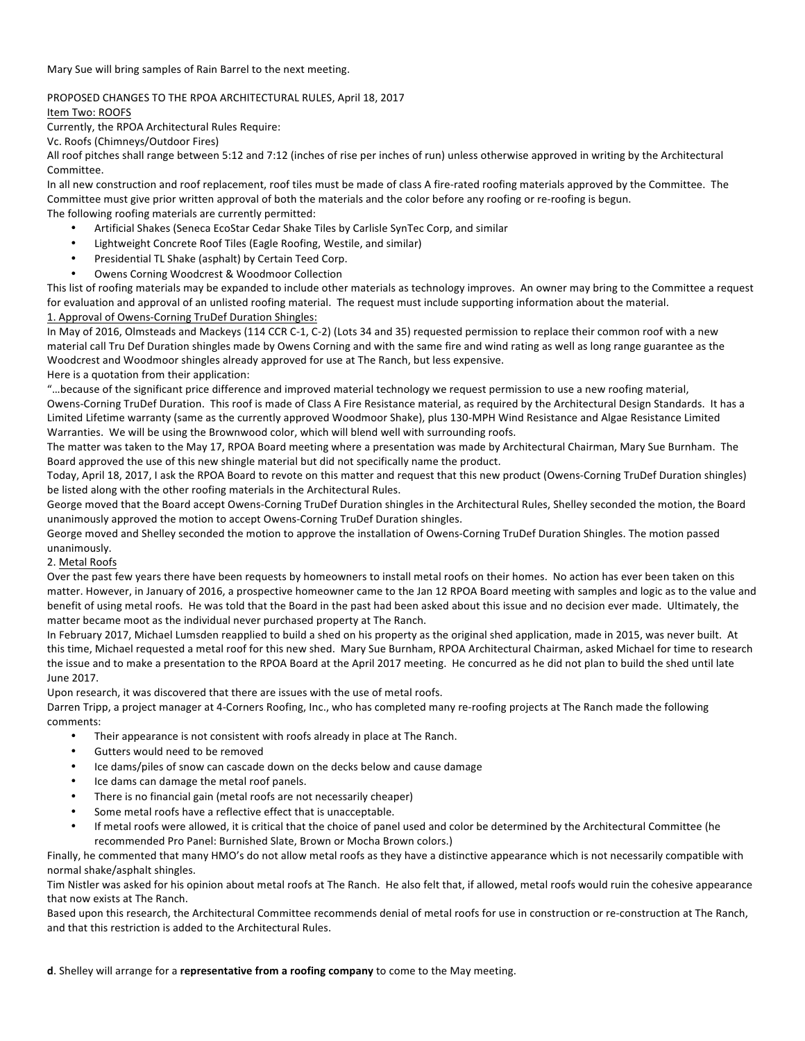Mary Sue will bring samples of Rain Barrel to the next meeting.

PROPOSED CHANGES TO THE RPOA ARCHITECTURAL RULES, April 18, 2017

Item Two: ROOFS

Currently, the RPOA Architectural Rules Require:

Vc. Roofs (Chimneys/Outdoor Fires)

All roof pitches shall range between 5:12 and 7:12 (inches of rise per inches of run) unless otherwise approved in writing by the Architectural Committee.

In all new construction and roof replacement, roof tiles must be made of class A fire-rated roofing materials approved by the Committee. The Committee must give prior written approval of both the materials and the color before any roofing or re-roofing is begun.

The following roofing materials are currently permitted:

- Artificial Shakes (Seneca EcoStar Cedar Shake Tiles by Carlisle SynTec Corp, and similar
- Lightweight Concrete Roof Tiles (Eagle Roofing, Westile, and similar)
- Presidential TL Shake (asphalt) by Certain Teed Corp.
- Owens Corning Woodcrest & Woodmoor Collection

This list of roofing materials may be expanded to include other materials as technology improves. An owner may bring to the Committee a request for evaluation and approval of an unlisted roofing material. The request must include supporting information about the material.

1. Approval of Owens-Corning TruDef Duration Shingles:

In May of 2016, Olmsteads and Mackeys (114 CCR C-1, C-2) (Lots 34 and 35) requested permission to replace their common roof with a new material call Tru Def Duration shingles made by Owens Corning and with the same fire and wind rating as well as long range guarantee as the Woodcrest and Woodmoor shingles already approved for use at The Ranch, but less expensive.

Here is a quotation from their application:

"…because of the significant price difference and improved material technology we request permission to use a new roofing material, Owens-Corning TruDef Duration. This roof is made of Class A Fire Resistance material, as required by the Architectural Design Standards. It has a Limited Lifetime warranty (same as the currently approved Woodmoor Shake), plus 130-MPH Wind Resistance and Algae Resistance Limited Warranties. We will be using the Brownwood color, which will blend well with surrounding roofs.

The matter was taken to the May 17, RPOA Board meeting where a presentation was made by Architectural Chairman, Mary Sue Burnham. The Board approved the use of this new shingle material but did not specifically name the product.

Today, April 18, 2017, I ask the RPOA Board to revote on this matter and request that this new product (Owens-Corning TruDef Duration shingles) be listed along with the other roofing materials in the Architectural Rules.

George moved that the Board accept Owens-Corning TruDef Duration shingles in the Architectural Rules, Shelley seconded the motion, the Board unanimously approved the motion to accept Owens-Corning TruDef Duration shingles.

George moved and Shelley seconded the motion to approve the installation of Owens-Corning TruDef Duration Shingles. The motion passed unanimously.

2. Metal Roofs

Over the past few years there have been requests by homeowners to install metal roofs on their homes. No action has ever been taken on this matter. However, in January of 2016, a prospective homeowner came to the Jan 12 RPOA Board meeting with samples and logic as to the value and benefit of using metal roofs. He was told that the Board in the past had been asked about this issue and no decision ever made. Ultimately, the matter became moot as the individual never purchased property at The Ranch.

In February 2017, Michael Lumsden reapplied to build a shed on his property as the original shed application, made in 2015, was never built. At this time, Michael requested a metal roof for this new shed. Mary Sue Burnham, RPOA Architectural Chairman, asked Michael for time to research the issue and to make a presentation to the RPOA Board at the April 2017 meeting. He concurred as he did not plan to build the shed until late June 2017.

Upon research, it was discovered that there are issues with the use of metal roofs.

Darren Tripp, a project manager at 4-Corners Roofing, Inc., who has completed many re-roofing projects at The Ranch made the following comments:

- Their appearance is not consistent with roofs already in place at The Ranch.
- Gutters would need to be removed
- Ice dams/piles of snow can cascade down on the decks below and cause damage
- Ice dams can damage the metal roof panels.
- There is no financial gain (metal roofs are not necessarily cheaper)
- Some metal roofs have a reflective effect that is unacceptable.
- If metal roofs were allowed, it is critical that the choice of panel used and color be determined by the Architectural Committee (he recommended Pro Panel: Burnished Slate, Brown or Mocha Brown colors.)

Finally, he commented that many HMO's do not allow metal roofs as they have a distinctive appearance which is not necessarily compatible with normal shake/asphalt shingles.

Tim Nistler was asked for his opinion about metal roofs at The Ranch. He also felt that, if allowed, metal roofs would ruin the cohesive appearance that now exists at The Ranch.

Based upon this research, the Architectural Committee recommends denial of metal roofs for use in construction or re-construction at The Ranch, and that this restriction is added to the Architectural Rules.

**d**. Shelley will arrange for a **representative from a roofing company** to come to the May meeting.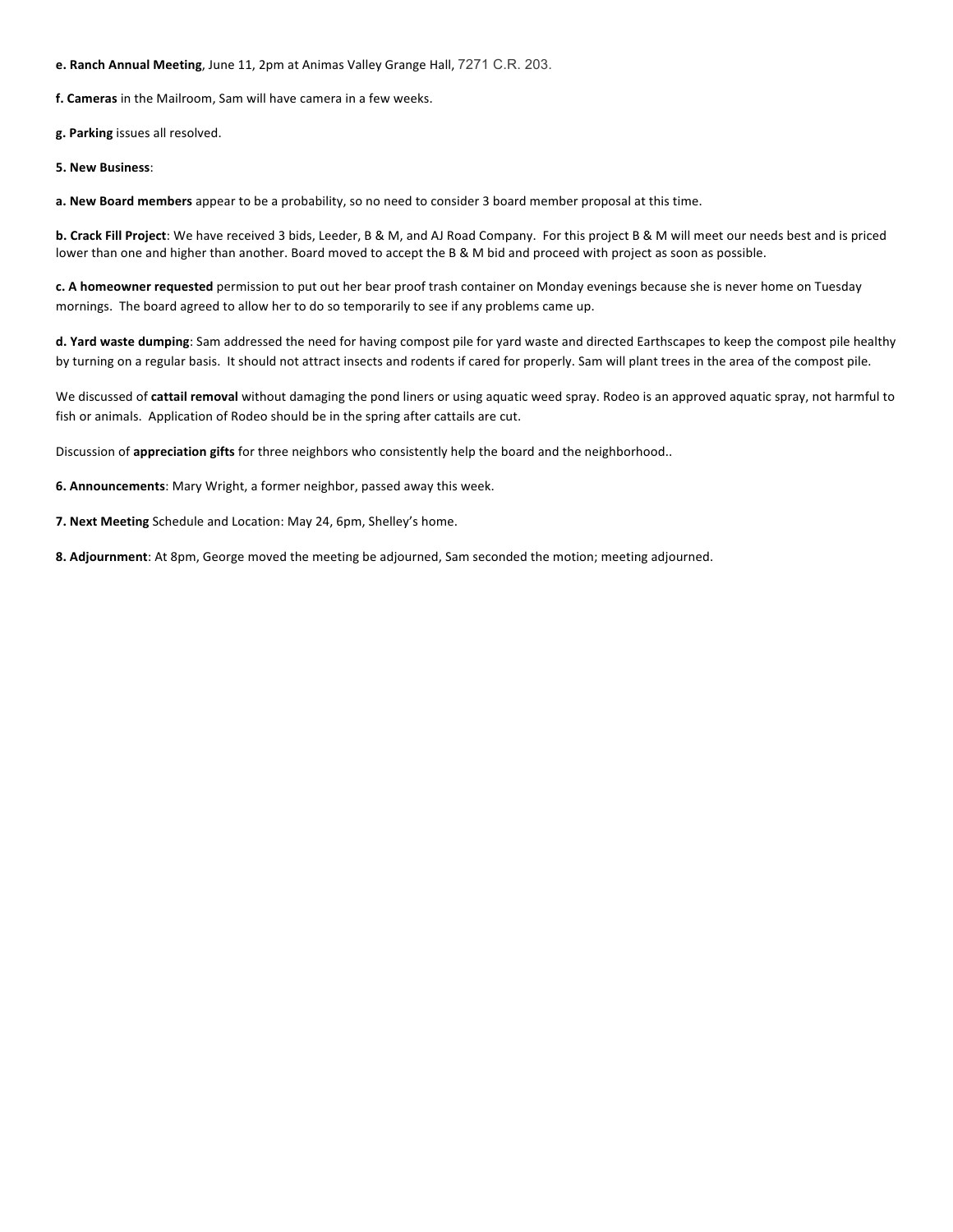**e. Ranch Annual Meeting**, June 11, 2pm at Animas Valley Grange Hall, 7271 C.R. 203.

**f. Cameras** in the Mailroom, Sam will have camera in a few weeks.

**g. Parking** issues all resolved.

**5. New Business**:

**a. New Board members** appear to be a probability, so no need to consider 3 board member proposal at this time.

**b. Crack Fill Project**: We have received 3 bids, Leeder, B & M, and AJ Road Company. For this project B & M will meet our needs best and is priced lower than one and higher than another. Board moved to accept the B & M bid and proceed with project as soon as possible.

**c. A homeowner requested** permission to put out her bear proof trash container on Monday evenings because she is never home on Tuesday mornings. The board agreed to allow her to do so temporarily to see if any problems came up.

**d. Yard waste dumping**: Sam addressed the need for having compost pile for yard waste and directed Earthscapes to keep the compost pile healthy by turning on a regular basis. It should not attract insects and rodents if cared for properly. Sam will plant trees in the area of the compost pile.

We discussed of **cattail removal** without damaging the pond liners or using aquatic weed spray. Rodeo is an approved aquatic spray, not harmful to fish or animals. Application of Rodeo should be in the spring after cattails are cut.

Discussion of **appreciation gifts** for three neighbors who consistently help the board and the neighborhood..

**6. Announcements**: Mary Wright, a former neighbor, passed away this week.

**7. Next Meeting** Schedule and Location: May 24, 6pm, Shelley's home.

**8. Adjournment**: At 8pm, George moved the meeting be adjourned, Sam seconded the motion; meeting adjourned.